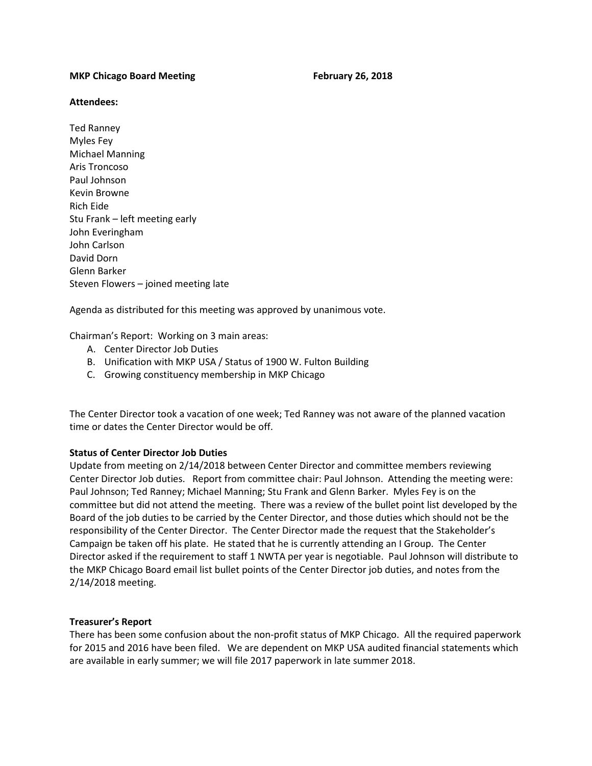**MKP Chicago Board Meeting** **February 26, 2018**

**Attendees:**

Ted Ranney
Myles Fey
Michael Manning
Aris Troncoso
Paul Johnson
Kevin Browne
Rich Eide
Stu Frank – left meeting early
John Everingham
John Carlson
David Dorn
Glenn Barker
Steven Flowers – joined meeting late

Agenda as distributed for this meeting was approved by unanimous vote.

Chairman's Report: Working on 3 main areas:

A. Center Director Job Duties
B. Unification with MKP USA / Status of 1900 W. Fulton Building
C. Growing constituency membership in MKP Chicago

The Center Director took a vacation of one week; Ted Ranney was not aware of the planned vacation time or dates the Center Director would be off.

**Status of Center Director Job Duties**

Update from meeting on 2/14/2018 between Center Director and committee members reviewing Center Director Job duties. Report from committee chair: Paul Johnson. Attending the meeting were: Paul Johnson; Ted Ranney; Michael Manning; Stu Frank and Glenn Barker. Myles Fey is on the committee but did not attend the meeting. There was a review of the bullet point list developed by the Board of the job duties to be carried by the Center Director, and those duties which should not be the responsibility of the Center Director. The Center Director made the request that the Stakeholder's Campaign be taken off his plate. He stated that he is currently attending an I Group. The Center Director asked if the requirement to staff 1 NWTA per year is negotiable. Paul Johnson will distribute to the MKP Chicago Board email list bullet points of the Center Director job duties, and notes from the 2/14/2018 meeting.

**Treasurer's Report**

There has been some confusion about the non-profit status of MKP Chicago. All the required paperwork for 2015 and 2016 have been filed. We are dependent on MKP USA audited financial statements which are available in early summer; we will file 2017 paperwork in late summer 2018.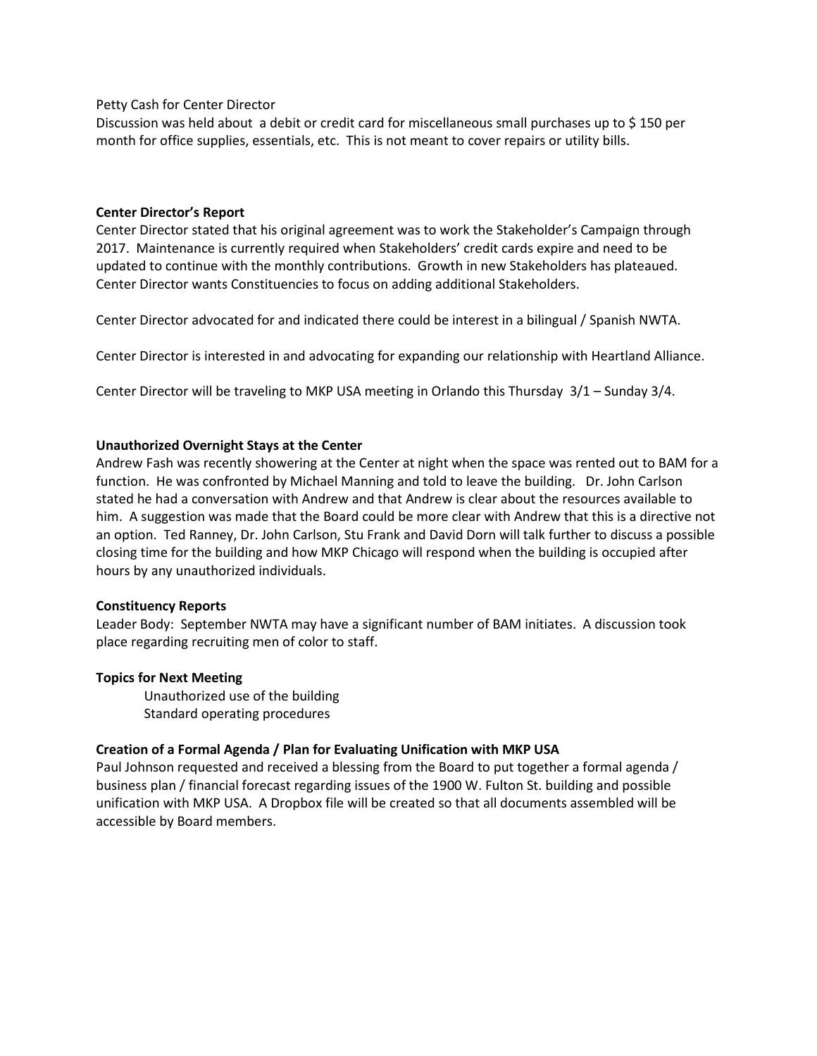Petty Cash for Center Director

Discussion was held about a debit or credit card for miscellaneous small purchases up to $ 150 per month for office supplies, essentials, etc. This is not meant to cover repairs or utility bills.

**Center Director's Report**

Center Director stated that his original agreement was to work the Stakeholder's Campaign through 2017. Maintenance is currently required when Stakeholders' credit cards expire and need to be updated to continue with the monthly contributions. Growth in new Stakeholders has plateaued. Center Director wants Constituencies to focus on adding additional Stakeholders.

Center Director advocated for and indicated there could be interest in a bilingual / Spanish NWTA.

Center Director is interested in and advocating for expanding our relationship with Heartland Alliance.

Center Director will be traveling to MKP USA meeting in Orlando this Thursday 3/1 – Sunday 3/4.

**Unauthorized Overnight Stays at the Center**

Andrew Fash was recently showering at the Center at night when the space was rented out to BAM for a function. He was confronted by Michael Manning and told to leave the building. Dr. John Carlson stated he had a conversation with Andrew and that Andrew is clear about the resources available to him. A suggestion was made that the Board could be more clear with Andrew that this is a directive not an option. Ted Ranney, Dr. John Carlson, Stu Frank and David Dorn will talk further to discuss a possible closing time for the building and how MKP Chicago will respond when the building is occupied after hours by any unauthorized individuals.

**Constituency Reports**

Leader Body: September NWTA may have a significant number of BAM initiates. A discussion took place regarding recruiting men of color to staff.

**Topics for Next Meeting**

Unauthorized use of the building
Standard operating procedures

**Creation of a Formal Agenda / Plan for Evaluating Unification with MKP USA**

Paul Johnson requested and received a blessing from the Board to put together a formal agenda / business plan / financial forecast regarding issues of the 1900 W. Fulton St. building and possible unification with MKP USA. A Dropbox file will be created so that all documents assembled will be accessible by Board members.